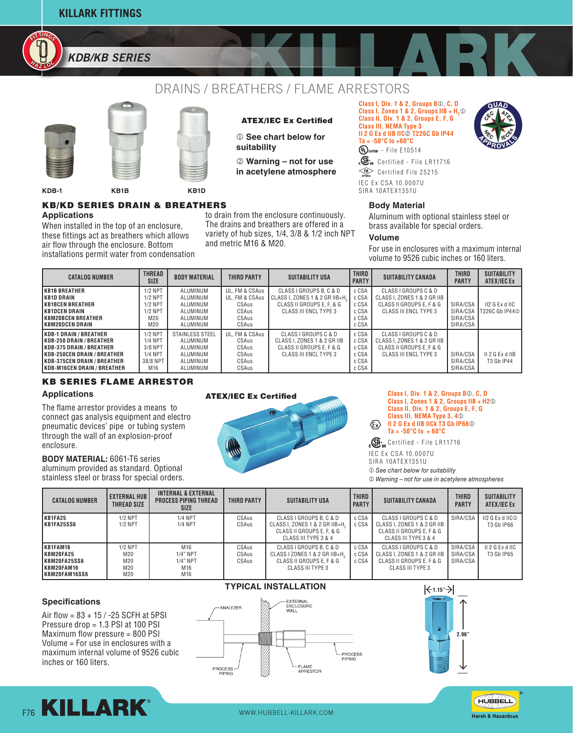# KILLARK FITTINGS

## KDB/KB SERIES

# DRAINS / BREATHERS / FLAME ARRESTORS

KDB-1 KB1B KB1D

**ATEX/IEC Ex Certified**

① **See chart below for suitability**

② **Warning – not for use in acetylene atmosphere**

**Class I, Div. 1 & 2, Groups B①, C, D**
**Class I, Zones 1 & 2, Groups IIB + $H_2$①**
**Class II, Div. 1 & 2, Groups E, F, G**
**Class III, NEMA Type 3**
**II 2 G Ex d IIB IIC② T226C Gb IP44**
**Ta = -50°C to +60°C**

UL Listed - File E10514
cCSAus Certified - File LR11716
FM Certified File 25215
IEC Ex CSA 10.0007U
SIRA 10ATEX1351U

## KB/KD SERIES DRAIN & BREATHERS

### Applications

When installed in the top of an enclosure, these fittings act as breathers which allows air flow through the enclosure. Bottom installations permit water from condensation to drain from the enclosure continuously. The drains and breathers are offered in a variety of hub sizes, 1/4, 3/8 & 1/2 inch NPT and metric M16 & M20.

### Body Material

Aluminum with optional stainless steel or brass available for special orders.

### Volume

For use in enclosures with a maximum internal volume to 9526 cubic inches or 160 liters.

| CATALOG NUMBER | THREAD SIZE | BODY MATERIAL | THIRD PARTY | SUITABILITY USA | THIRD PARTY | SUITABILITY CANADA | THIRD PARTY | SUITABILITY ATEX/IEC Ex |
|---|---|---|---|---|---|---|---|---|
| KB1B BREATHER<br>KB1D DRAIN<br>KB1BCEN BREATHER<br>KB1DCEN DRAIN<br>KBM20BCEN BREATHER<br>KBM20DCEN DRAIN | 1/2 NPT<br>1/2 NPT<br>1/2 NPT<br>1/2 NPT<br>M20<br>M20 | ALUMINUM<br>ALUMINUM<br>ALUMINUM<br>ALUMINUM<br>ALUMINUM<br>ALUMINUM | UL, FM & CSAus<br>UL, FM & CSAus<br>CSAus<br>CSAus<br>CSAus<br>CSAus | CLASS I GROUPS B, C & D<br>CLASS I, ZONES 1 & 2 GR IIB+$H_2$<br>CLASS II GROUPS E, F, & G<br>CLASS III ENCL TYPE 3 | c CSA<br>c CSA<br>c CSA<br>c CSA<br>c CSA<br>c CSA | CLASS I GROUPS C & D<br>CLASS I, ZONES 1 & 2 GR IIB<br>CLASS II GROUPS E, F & G<br>CLASS III ENCL TYPE 3 | SIRA/CSA<br>SIRA/CSA<br>SIRA/CSA<br>SIRA/CSA | II2 G Ex d IIC<br>T226C Gb IP44② |
| KDB-1 DRAIN / BREATHER<br>KDB-250 DRAIN / BREATHER<br>KDB-375 DRAIN / BREATHER<br>KDB-250CEN DRAIN / BREATHER<br>KDB-375CEN DRAIN / BREATHER<br>KDB-M16CEN DRAIN / BREATHER | 1/2 NPT<br>1/4 NPT<br>3/8 NPT<br>1/4 NPT<br>38/8 NPT<br>M16 | STAINLESS STEEL<br>ALUMINUM<br>ALUMINUM<br>ALUMINUM<br>ALUMINUM<br>ALUMINUM | UL, FM & CSAus<br>CSAus<br>CSAus<br>CSAus<br>CSAus<br>CSAus | CLASS I GROUPS C & D<br>CLASS I, ZONES 1 & 2 GR IIB<br>CLASS II GROUPS E, F & G<br>CLASS III ENCL TYPE 3 | c CSA<br>c CSA<br>c CSA<br>c CSA<br>c CSA<br>c CSA | CLASS I GROUPS C & D<br>CLASS I, ZONES 1 & 2 GR IIB<br>CLASS II GROUPS E, F & G<br>CLASS III ENCL TYPE 3 | SIRA/CSA<br>SIRA/CSA<br>SIRA/CSA | II 2 G Ex d IIB<br>T3 Gb IP44 |

## KB SERIES FLAME ARRESTOR

### Applications

The flame arrestor provides a means to connect gas analysis equipment and electro pneumatic devices' pipe or tubing system through the wall of an explosion-proof enclosure.

**BODY MATERIAL:** 6061-T6 series aluminum provided as standard. Optional stainless steel or brass for special orders.

**ATEX/IEC Ex Certified**

**Class I, Div. 1 & 2, Groups B①, C, D**
**Class I, Zones 1 & 2, Groups IIB + H2①**
**Class II, Div. 1 & 2, Groups E, F, G**
**Class III, NEMA Type 3, 4①**
**II 2 G Ex d IIB IICk T3 Gb IP66①**
**Ta = -50°C to + 60°C**

cCSAus Certified - File LR11716
IEC Ex CSA 10.0007U
SIRA 10ATEX1351U

*① See chart below for suitability*
*② Warning – not for use in acetylene atmospheres*

| CATALOG NUMBER | EXTERNAL HUB THREAD SIZE | INTERNAL & EXTERNAL PROCESS PIPING THREAD SIZE | THIRD PARTY | SUITABILITY USA | THIRD PARTY | SUITABILITY CANADA | THIRD PARTY | SUITABILITY ATEX/IEC Ex |
|---|---|---|---|---|---|---|---|---|
| KB1FA25<br>KB1FA25SS6 | 1/2 NPT<br>1/2 NPT | 1/4 NPT<br>1/4 NPT | CSAus<br>CSAus | CLASS I GROUPS B, C & D<br>CLASS I, ZONES 1 & 2 GR IIB+$H_2$<br>CLASS II GROUPS E, F, & G<br>CLASS III TYPE 3 & 4 | c CSA<br>c CSA | CLASS I GROUPS C & D<br>CLASS I, ZONES 1 & 2 GR IIB<br>CLASS II GROUPS E, F & G<br>CLASS III TYPE 3 & 4 | SIRA/CSA | II2 G Ex d IIC②<br>T3 Gb IP66 |
| KB1FAM16<br>KBM20FA25<br>KBM20FA25SS6<br>KBM20FAM16<br>KBM20FAM16SS6 | 1/2 NPT<br>M20<br>M20<br>M20<br>M20 | M16<br>1/4" NPT<br>1/4" NPT<br>M16<br>M16 | CSAus<br>CSAus<br>CSAus | CLASS I GROUPS B, C & D<br>CLASS I ZONES 1 & 2 GR IIB+$H_2$<br>CLASS II GROUPS E, F, & G<br>CLASS III TYPE 3 | c CSA<br>c CSA<br>c CSA | CLASS I GROUPS C & D<br>CLASS I, ZONES 1 & 2 GR IIB<br>CLASS II GROUPS E, F & G<br>CLASS III TYPE 3 | SIRA/CSA<br>SIRA/CSA<br>SIRA/CSA | II 2 G Ex d IIC<br>T3 Gb IP65 |

### Specifications

Air flow = 83 + 15 / -25 SCFH at 5PSI
Pressure drop = 1.3 PSI at 100 PSI
Maximum flow pressure = 800 PSI
Volume = For use in enclosures with a maximum internal volume of 9526 cubic inches or 160 liters.

**TYPICAL INSTALLATION**

ANALYZER — EXTERNAL ENCLOSURE WALL — PROCESS PIPING — FLAME ARRESTOR — PROCESS PIPING

1.15" — 2.96"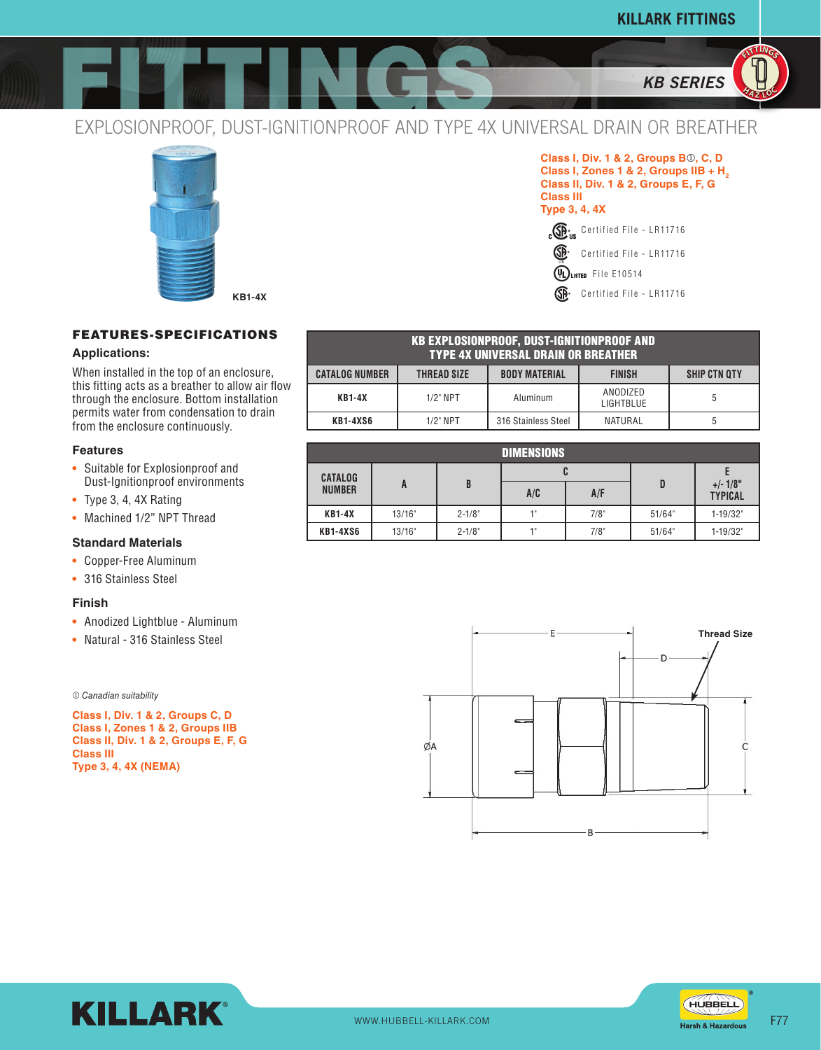# EXPLOSIONPROOF, DUST-IGNITIONPROOF AND TYPE 4X UNIVERSAL DRAIN OR BREATHER

KB SERIES

KB1-4X

**Class I, Div. 1 & 2, Groups B①, C, D**
**Class I, Zones 1 & 2, Groups IIB + $H_2$**
**Class II, Div. 1 & 2, Groups E, F, G**
**Class III**
**Type 3, 4, 4X**

Certified File - LR11716
Certified File - LR11716
File E10514
Certified File - LR11716

## FEATURES-SPECIFICATIONS

### Applications:

When installed in the top of an enclosure, this fitting acts as a breather to allow air flow through the enclosure. Bottom installation permits water from condensation to drain from the enclosure continuously.

### Features

- Suitable for Explosionproof and Dust-Ignitionproof environments
- Type 3, 4, 4X Rating
- Machined 1/2" NPT Thread

### Standard Materials

- Copper-Free Aluminum
- 316 Stainless Steel

### Finish

- Anodized Lightblue - Aluminum
- Natural - 316 Stainless Steel

① *Canadian suitability*

**Class I, Div. 1 & 2, Groups C, D**
**Class I, Zones 1 & 2, Groups IIB**
**Class II, Div. 1 & 2, Groups E, F, G**
**Class III**
**Type 3, 4, 4X (NEMA)**

**KB EXPLOSIONPROOF, DUST-IGNITIONPROOF AND TYPE 4X UNIVERSAL DRAIN OR BREATHER**

| CATALOG NUMBER | THREAD SIZE | BODY MATERIAL | FINISH | SHIP CTN QTY |
|---|---|---|---|---|
| KB1-4X | 1/2" NPT | Aluminum | ANODIZED LIGHTBLUE | 5 |
| KB1-4XS6 | 1/2" NPT | 316 Stainless Steel | NATURAL | 5 |

**DIMENSIONS**

| CATALOG NUMBER | A | B | C | | D | E +/- 1/8" TYPICAL |
|---|---|---|---|---|---|---|
| | | | A/C | A/F | | |
| KB1-4X | 13/16" | 2-1/8" | 1" | 7/8" | 51/64" | 1-19/32" |
| KB1-4XS6 | 13/16" | 2-1/8" | 1" | 7/8" | 51/64" | 1-19/32" |

E
D
Thread Size
ØA
C
B

WWW.HUBBELL-KILLARK.COM